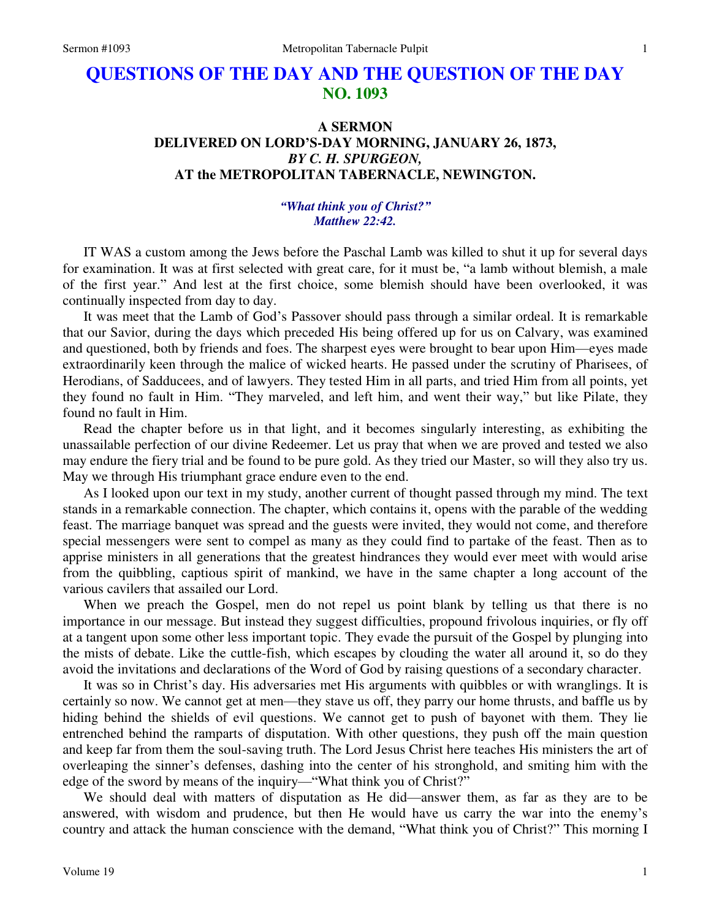# QUESTIONS OF THE DAY AND THE QUESTION OF THE DAY
## NO. 1093

### A SERMON
### DELIVERED ON LORD'S-DAY MORNING, JANUARY 26, 1873,
### *BY C. H. SPURGEON,*
### AT the METROPOLITAN TABERNACLE, NEWINGTON.

***"What think you of Christ?"***
***Matthew 22:42.***

IT WAS a custom among the Jews before the Paschal Lamb was killed to shut it up for several days for examination. It was at first selected with great care, for it must be, "a lamb without blemish, a male of the first year." And lest at the first choice, some blemish should have been overlooked, it was continually inspected from day to day.

It was meet that the Lamb of God's Passover should pass through a similar ordeal. It is remarkable that our Savior, during the days which preceded His being offered up for us on Calvary, was examined and questioned, both by friends and foes. The sharpest eyes were brought to bear upon Him—eyes made extraordinarily keen through the malice of wicked hearts. He passed under the scrutiny of Pharisees, of Herodians, of Sadducees, and of lawyers. They tested Him in all parts, and tried Him from all points, yet they found no fault in Him. "They marveled, and left him, and went their way," but like Pilate, they found no fault in Him.

Read the chapter before us in that light, and it becomes singularly interesting, as exhibiting the unassailable perfection of our divine Redeemer. Let us pray that when we are proved and tested we also may endure the fiery trial and be found to be pure gold. As they tried our Master, so will they also try us. May we through His triumphant grace endure even to the end.

As I looked upon our text in my study, another current of thought passed through my mind. The text stands in a remarkable connection. The chapter, which contains it, opens with the parable of the wedding feast. The marriage banquet was spread and the guests were invited, they would not come, and therefore special messengers were sent to compel as many as they could find to partake of the feast. Then as to apprise ministers in all generations that the greatest hindrances they would ever meet with would arise from the quibbling, captious spirit of mankind, we have in the same chapter a long account of the various cavilers that assailed our Lord.

When we preach the Gospel, men do not repel us point blank by telling us that there is no importance in our message. But instead they suggest difficulties, propound frivolous inquiries, or fly off at a tangent upon some other less important topic. They evade the pursuit of the Gospel by plunging into the mists of debate. Like the cuttle-fish, which escapes by clouding the water all around it, so do they avoid the invitations and declarations of the Word of God by raising questions of a secondary character.

It was so in Christ's day. His adversaries met His arguments with quibbles or with wranglings. It is certainly so now. We cannot get at men—they stave us off, they parry our home thrusts, and baffle us by hiding behind the shields of evil questions. We cannot get to push of bayonet with them. They lie entrenched behind the ramparts of disputation. With other questions, they push off the main question and keep far from them the soul-saving truth. The Lord Jesus Christ here teaches His ministers the art of overleaping the sinner's defenses, dashing into the center of his stronghold, and smiting him with the edge of the sword by means of the inquiry—"What think you of Christ?"

We should deal with matters of disputation as He did—answer them, as far as they are to be answered, with wisdom and prudence, but then He would have us carry the war into the enemy's country and attack the human conscience with the demand, "What think you of Christ?" This morning I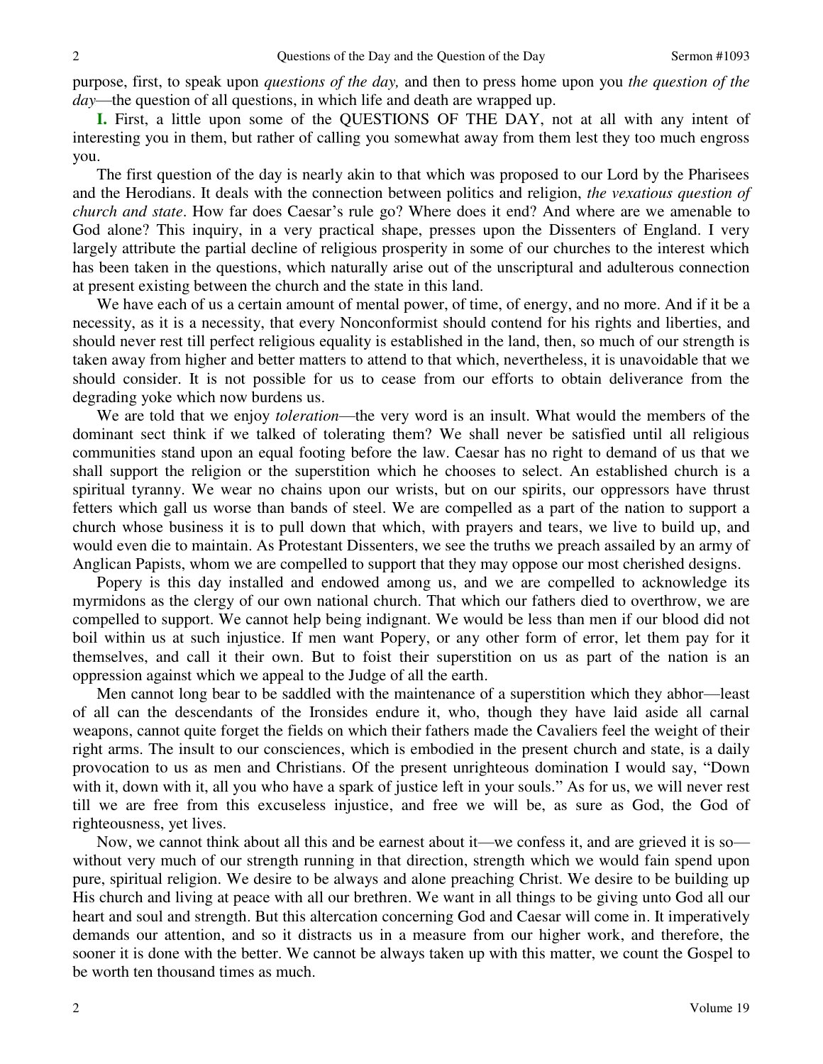purpose, first, to speak upon *questions of the day,* and then to press home upon you *the question of the day*—the question of all questions, in which life and death are wrapped up.

**I.** First, a little upon some of the QUESTIONS OF THE DAY, not at all with any intent of interesting you in them, but rather of calling you somewhat away from them lest they too much engross you.

The first question of the day is nearly akin to that which was proposed to our Lord by the Pharisees and the Herodians. It deals with the connection between politics and religion, *the vexatious question of church and state*. How far does Caesar's rule go? Where does it end? And where are we amenable to God alone? This inquiry, in a very practical shape, presses upon the Dissenters of England. I very largely attribute the partial decline of religious prosperity in some of our churches to the interest which has been taken in the questions, which naturally arise out of the unscriptural and adulterous connection at present existing between the church and the state in this land.

We have each of us a certain amount of mental power, of time, of energy, and no more. And if it be a necessity, as it is a necessity, that every Nonconformist should contend for his rights and liberties, and should never rest till perfect religious equality is established in the land, then, so much of our strength is taken away from higher and better matters to attend to that which, nevertheless, it is unavoidable that we should consider. It is not possible for us to cease from our efforts to obtain deliverance from the degrading yoke which now burdens us.

We are told that we enjoy *toleration*—the very word is an insult. What would the members of the dominant sect think if we talked of tolerating them? We shall never be satisfied until all religious communities stand upon an equal footing before the law. Caesar has no right to demand of us that we shall support the religion or the superstition which he chooses to select. An established church is a spiritual tyranny. We wear no chains upon our wrists, but on our spirits, our oppressors have thrust fetters which gall us worse than bands of steel. We are compelled as a part of the nation to support a church whose business it is to pull down that which, with prayers and tears, we live to build up, and would even die to maintain. As Protestant Dissenters, we see the truths we preach assailed by an army of Anglican Papists, whom we are compelled to support that they may oppose our most cherished designs.

Popery is this day installed and endowed among us, and we are compelled to acknowledge its myrmidons as the clergy of our own national church. That which our fathers died to overthrow, we are compelled to support. We cannot help being indignant. We would be less than men if our blood did not boil within us at such injustice. If men want Popery, or any other form of error, let them pay for it themselves, and call it their own. But to foist their superstition on us as part of the nation is an oppression against which we appeal to the Judge of all the earth.

Men cannot long bear to be saddled with the maintenance of a superstition which they abhor—least of all can the descendants of the Ironsides endure it, who, though they have laid aside all carnal weapons, cannot quite forget the fields on which their fathers made the Cavaliers feel the weight of their right arms. The insult to our consciences, which is embodied in the present church and state, is a daily provocation to us as men and Christians. Of the present unrighteous domination I would say, "Down with it, down with it, all you who have a spark of justice left in your souls." As for us, we will never rest till we are free from this excuseless injustice, and free we will be, as sure as God, the God of righteousness, yet lives.

Now, we cannot think about all this and be earnest about it—we confess it, and are grieved it is so—without very much of our strength running in that direction, strength which we would fain spend upon pure, spiritual religion. We desire to be always and alone preaching Christ. We desire to be building up His church and living at peace with all our brethren. We want in all things to be giving unto God all our heart and soul and strength. But this altercation concerning God and Caesar will come in. It imperatively demands our attention, and so it distracts us in a measure from our higher work, and therefore, the sooner it is done with the better. We cannot be always taken up with this matter, we count the Gospel to be worth ten thousand times as much.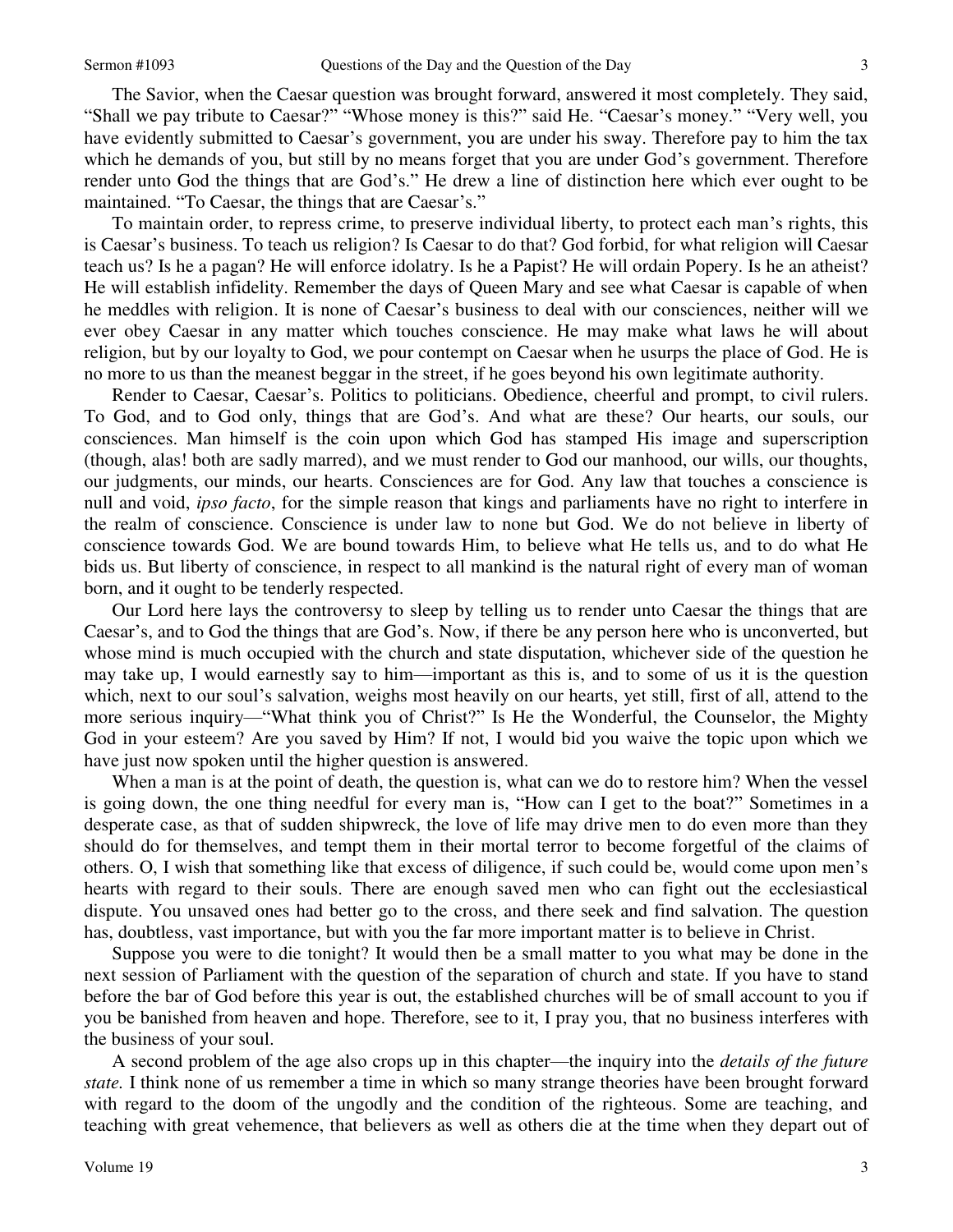The Savior, when the Caesar question was brought forward, answered it most completely. They said, "Shall we pay tribute to Caesar?" "Whose money is this?" said He. "Caesar's money." "Very well, you have evidently submitted to Caesar's government, you are under his sway. Therefore pay to him the tax which he demands of you, but still by no means forget that you are under God's government. Therefore render unto God the things that are God's." He drew a line of distinction here which ever ought to be maintained. "To Caesar, the things that are Caesar's."

To maintain order, to repress crime, to preserve individual liberty, to protect each man's rights, this is Caesar's business. To teach us religion? Is Caesar to do that? God forbid, for what religion will Caesar teach us? Is he a pagan? He will enforce idolatry. Is he a Papist? He will ordain Popery. Is he an atheist? He will establish infidelity. Remember the days of Queen Mary and see what Caesar is capable of when he meddles with religion. It is none of Caesar's business to deal with our consciences, neither will we ever obey Caesar in any matter which touches conscience. He may make what laws he will about religion, but by our loyalty to God, we pour contempt on Caesar when he usurps the place of God. He is no more to us than the meanest beggar in the street, if he goes beyond his own legitimate authority.

Render to Caesar, Caesar's. Politics to politicians. Obedience, cheerful and prompt, to civil rulers. To God, and to God only, things that are God's. And what are these? Our hearts, our souls, our consciences. Man himself is the coin upon which God has stamped His image and superscription (though, alas! both are sadly marred), and we must render to God our manhood, our wills, our thoughts, our judgments, our minds, our hearts. Consciences are for God. Any law that touches a conscience is null and void, *ipso facto*, for the simple reason that kings and parliaments have no right to interfere in the realm of conscience. Conscience is under law to none but God. We do not believe in liberty of conscience towards God. We are bound towards Him, to believe what He tells us, and to do what He bids us. But liberty of conscience, in respect to all mankind is the natural right of every man of woman born, and it ought to be tenderly respected.

Our Lord here lays the controversy to sleep by telling us to render unto Caesar the things that are Caesar's, and to God the things that are God's. Now, if there be any person here who is unconverted, but whose mind is much occupied with the church and state disputation, whichever side of the question he may take up, I would earnestly say to him—important as this is, and to some of us it is the question which, next to our soul's salvation, weighs most heavily on our hearts, yet still, first of all, attend to the more serious inquiry—"What think you of Christ?" Is He the Wonderful, the Counselor, the Mighty God in your esteem? Are you saved by Him? If not, I would bid you waive the topic upon which we have just now spoken until the higher question is answered.

When a man is at the point of death, the question is, what can we do to restore him? When the vessel is going down, the one thing needful for every man is, "How can I get to the boat?" Sometimes in a desperate case, as that of sudden shipwreck, the love of life may drive men to do even more than they should do for themselves, and tempt them in their mortal terror to become forgetful of the claims of others. O, I wish that something like that excess of diligence, if such could be, would come upon men's hearts with regard to their souls. There are enough saved men who can fight out the ecclesiastical dispute. You unsaved ones had better go to the cross, and there seek and find salvation. The question has, doubtless, vast importance, but with you the far more important matter is to believe in Christ.

Suppose you were to die tonight? It would then be a small matter to you what may be done in the next session of Parliament with the question of the separation of church and state. If you have to stand before the bar of God before this year is out, the established churches will be of small account to you if you be banished from heaven and hope. Therefore, see to it, I pray you, that no business interferes with the business of your soul.

A second problem of the age also crops up in this chapter—the inquiry into the *details of the future state.* I think none of us remember a time in which so many strange theories have been brought forward with regard to the doom of the ungodly and the condition of the righteous. Some are teaching, and teaching with great vehemence, that believers as well as others die at the time when they depart out of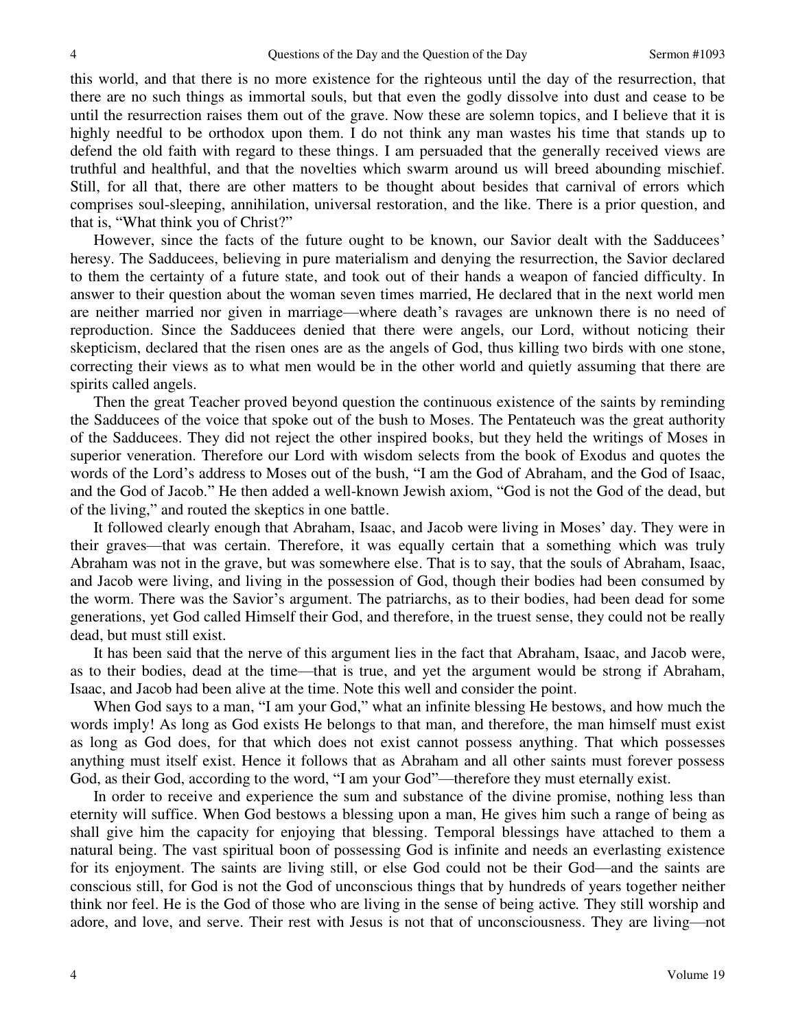this world, and that there is no more existence for the righteous until the day of the resurrection, that there are no such things as immortal souls, but that even the godly dissolve into dust and cease to be until the resurrection raises them out of the grave. Now these are solemn topics, and I believe that it is highly needful to be orthodox upon them. I do not think any man wastes his time that stands up to defend the old faith with regard to these things. I am persuaded that the generally received views are truthful and healthful, and that the novelties which swarm around us will breed abounding mischief. Still, for all that, there are other matters to be thought about besides that carnival of errors which comprises soul-sleeping, annihilation, universal restoration, and the like. There is a prior question, and that is, "What think you of Christ?"

However, since the facts of the future ought to be known, our Savior dealt with the Sadducees' heresy. The Sadducees, believing in pure materialism and denying the resurrection, the Savior declared to them the certainty of a future state, and took out of their hands a weapon of fancied difficulty. In answer to their question about the woman seven times married, He declared that in the next world men are neither married nor given in marriage—where death's ravages are unknown there is no need of reproduction. Since the Sadducees denied that there were angels, our Lord, without noticing their skepticism, declared that the risen ones are as the angels of God, thus killing two birds with one stone, correcting their views as to what men would be in the other world and quietly assuming that there are spirits called angels.

Then the great Teacher proved beyond question the continuous existence of the saints by reminding the Sadducees of the voice that spoke out of the bush to Moses. The Pentateuch was the great authority of the Sadducees. They did not reject the other inspired books, but they held the writings of Moses in superior veneration. Therefore our Lord with wisdom selects from the book of Exodus and quotes the words of the Lord's address to Moses out of the bush, "I am the God of Abraham, and the God of Isaac, and the God of Jacob." He then added a well-known Jewish axiom, "God is not the God of the dead, but of the living," and routed the skeptics in one battle.

It followed clearly enough that Abraham, Isaac, and Jacob were living in Moses' day. They were in their graves—that was certain. Therefore, it was equally certain that a something which was truly Abraham was not in the grave, but was somewhere else. That is to say, that the souls of Abraham, Isaac, and Jacob were living, and living in the possession of God, though their bodies had been consumed by the worm. There was the Savior's argument. The patriarchs, as to their bodies, had been dead for some generations, yet God called Himself their God, and therefore, in the truest sense, they could not be really dead, but must still exist.

It has been said that the nerve of this argument lies in the fact that Abraham, Isaac, and Jacob were, as to their bodies, dead at the time—that is true, and yet the argument would be strong if Abraham, Isaac, and Jacob had been alive at the time. Note this well and consider the point.

When God says to a man, "I am your God," what an infinite blessing He bestows, and how much the words imply! As long as God exists He belongs to that man, and therefore, the man himself must exist as long as God does, for that which does not exist cannot possess anything. That which possesses anything must itself exist. Hence it follows that as Abraham and all other saints must forever possess God, as their God, according to the word, "I am your God"—therefore they must eternally exist.

In order to receive and experience the sum and substance of the divine promise, nothing less than eternity will suffice. When God bestows a blessing upon a man, He gives him such a range of being as shall give him the capacity for enjoying that blessing. Temporal blessings have attached to them a natural being. The vast spiritual boon of possessing God is infinite and needs an everlasting existence for its enjoyment. The saints are living still, or else God could not be their God—and the saints are conscious still, for God is not the God of unconscious things that by hundreds of years together neither think nor feel. He is the God of those who are living in the sense of being active. They still worship and adore, and love, and serve. Their rest with Jesus is not that of unconsciousness. They are living—not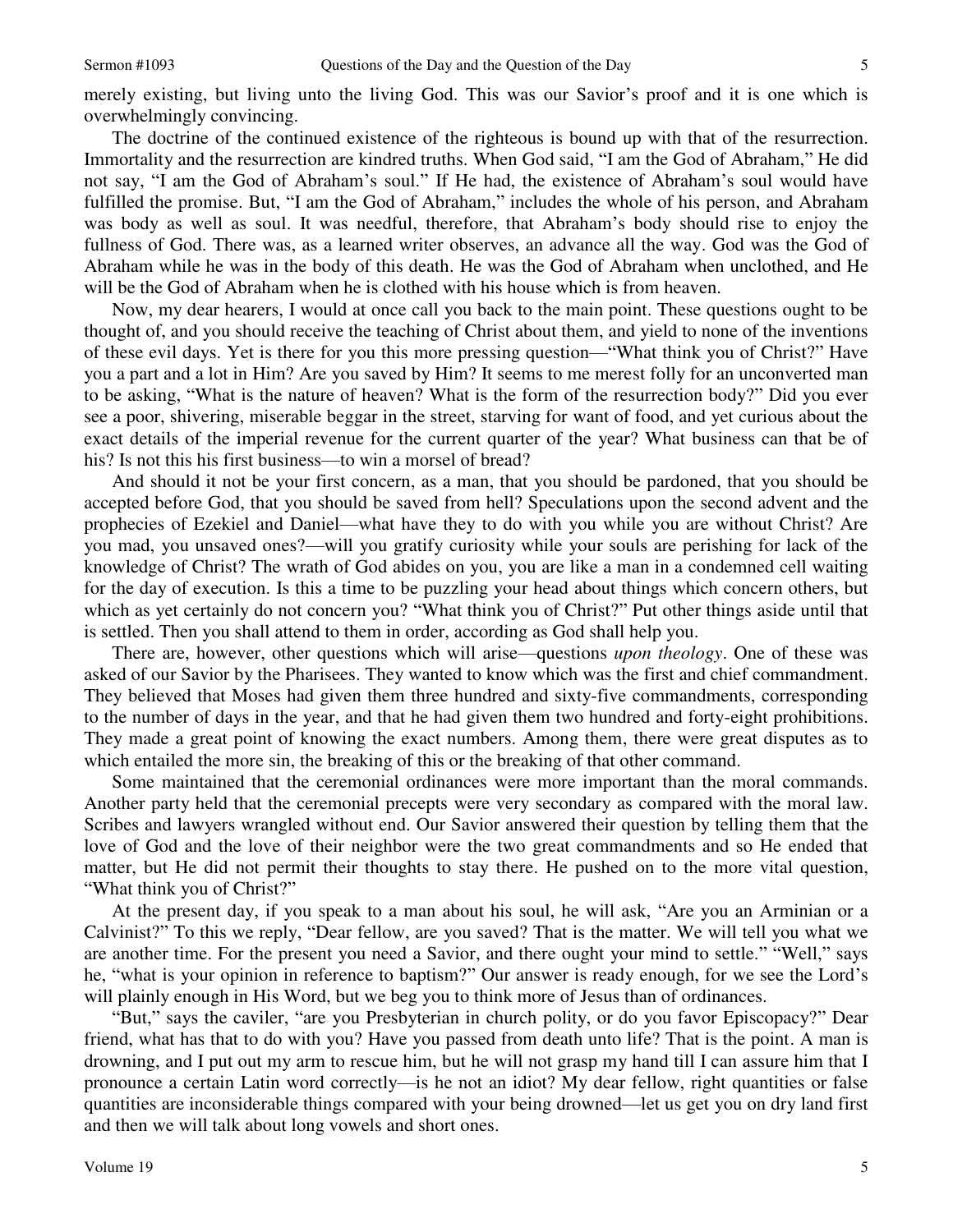merely existing, but living unto the living God. This was our Savior's proof and it is one which is overwhelmingly convincing.

The doctrine of the continued existence of the righteous is bound up with that of the resurrection. Immortality and the resurrection are kindred truths. When God said, "I am the God of Abraham," He did not say, "I am the God of Abraham's soul." If He had, the existence of Abraham's soul would have fulfilled the promise. But, "I am the God of Abraham," includes the whole of his person, and Abraham was body as well as soul. It was needful, therefore, that Abraham's body should rise to enjoy the fullness of God. There was, as a learned writer observes, an advance all the way. God was the God of Abraham while he was in the body of this death. He was the God of Abraham when unclothed, and He will be the God of Abraham when he is clothed with his house which is from heaven.

Now, my dear hearers, I would at once call you back to the main point. These questions ought to be thought of, and you should receive the teaching of Christ about them, and yield to none of the inventions of these evil days. Yet is there for you this more pressing question—"What think you of Christ?" Have you a part and a lot in Him? Are you saved by Him? It seems to me merest folly for an unconverted man to be asking, "What is the nature of heaven? What is the form of the resurrection body?" Did you ever see a poor, shivering, miserable beggar in the street, starving for want of food, and yet curious about the exact details of the imperial revenue for the current quarter of the year? What business can that be of his? Is not this his first business—to win a morsel of bread?

And should it not be your first concern, as a man, that you should be pardoned, that you should be accepted before God, that you should be saved from hell? Speculations upon the second advent and the prophecies of Ezekiel and Daniel—what have they to do with you while you are without Christ? Are you mad, you unsaved ones?—will you gratify curiosity while your souls are perishing for lack of the knowledge of Christ? The wrath of God abides on you, you are like a man in a condemned cell waiting for the day of execution. Is this a time to be puzzling your head about things which concern others, but which as yet certainly do not concern you? "What think you of Christ?" Put other things aside until that is settled. Then you shall attend to them in order, according as God shall help you.

There are, however, other questions which will arise—questions *upon theology*. One of these was asked of our Savior by the Pharisees. They wanted to know which was the first and chief commandment. They believed that Moses had given them three hundred and sixty-five commandments, corresponding to the number of days in the year, and that he had given them two hundred and forty-eight prohibitions. They made a great point of knowing the exact numbers. Among them, there were great disputes as to which entailed the more sin, the breaking of this or the breaking of that other command.

Some maintained that the ceremonial ordinances were more important than the moral commands. Another party held that the ceremonial precepts were very secondary as compared with the moral law. Scribes and lawyers wrangled without end. Our Savior answered their question by telling them that the love of God and the love of their neighbor were the two great commandments and so He ended that matter, but He did not permit their thoughts to stay there. He pushed on to the more vital question, "What think you of Christ?"

At the present day, if you speak to a man about his soul, he will ask, "Are you an Arminian or a Calvinist?" To this we reply, "Dear fellow, are you saved? That is the matter. We will tell you what we are another time. For the present you need a Savior, and there ought your mind to settle." "Well," says he, "what is your opinion in reference to baptism?" Our answer is ready enough, for we see the Lord's will plainly enough in His Word, but we beg you to think more of Jesus than of ordinances.

"But," says the caviler, "are you Presbyterian in church polity, or do you favor Episcopacy?" Dear friend, what has that to do with you? Have you passed from death unto life? That is the point. A man is drowning, and I put out my arm to rescue him, but he will not grasp my hand till I can assure him that I pronounce a certain Latin word correctly—is he not an idiot? My dear fellow, right quantities or false quantities are inconsiderable things compared with your being drowned—let us get you on dry land first and then we will talk about long vowels and short ones.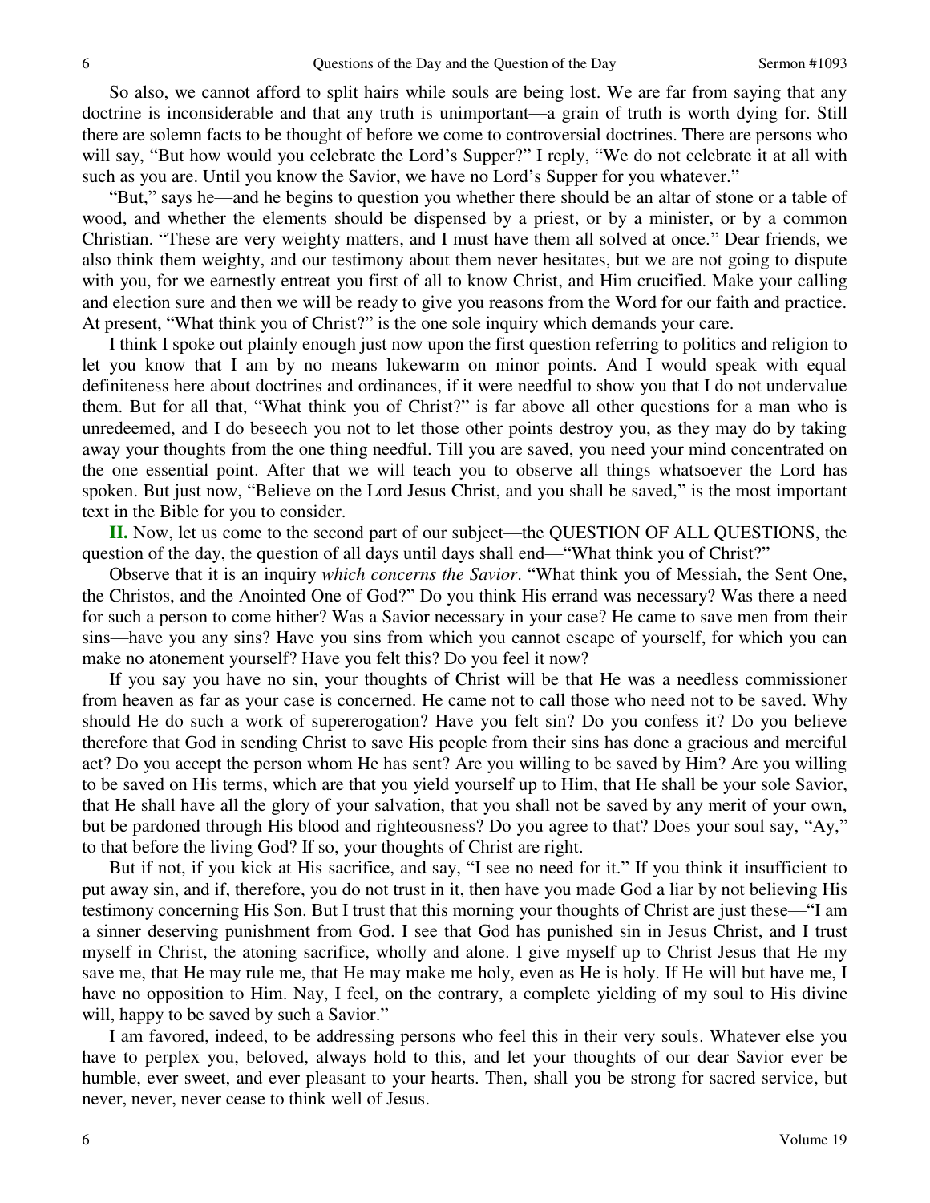So also, we cannot afford to split hairs while souls are being lost. We are far from saying that any doctrine is inconsiderable and that any truth is unimportant—a grain of truth is worth dying for. Still there are solemn facts to be thought of before we come to controversial doctrines. There are persons who will say, "But how would you celebrate the Lord's Supper?" I reply, "We do not celebrate it at all with such as you are. Until you know the Savior, we have no Lord's Supper for you whatever."

"But," says he—and he begins to question you whether there should be an altar of stone or a table of wood, and whether the elements should be dispensed by a priest, or by a minister, or by a common Christian. "These are very weighty matters, and I must have them all solved at once." Dear friends, we also think them weighty, and our testimony about them never hesitates, but we are not going to dispute with you, for we earnestly entreat you first of all to know Christ, and Him crucified. Make your calling and election sure and then we will be ready to give you reasons from the Word for our faith and practice. At present, "What think you of Christ?" is the one sole inquiry which demands your care.

I think I spoke out plainly enough just now upon the first question referring to politics and religion to let you know that I am by no means lukewarm on minor points. And I would speak with equal definiteness here about doctrines and ordinances, if it were needful to show you that I do not undervalue them. But for all that, "What think you of Christ?" is far above all other questions for a man who is unredeemed, and I do beseech you not to let those other points destroy you, as they may do by taking away your thoughts from the one thing needful. Till you are saved, you need your mind concentrated on the one essential point. After that we will teach you to observe all things whatsoever the Lord has spoken. But just now, "Believe on the Lord Jesus Christ, and you shall be saved," is the most important text in the Bible for you to consider.

**II.** Now, let us come to the second part of our subject—the QUESTION OF ALL QUESTIONS, the question of the day, the question of all days until days shall end—"What think you of Christ?"

Observe that it is an inquiry *which concerns the Savior*. "What think you of Messiah, the Sent One, the Christos, and the Anointed One of God?" Do you think His errand was necessary? Was there a need for such a person to come hither? Was a Savior necessary in your case? He came to save men from their sins—have you any sins? Have you sins from which you cannot escape of yourself, for which you can make no atonement yourself? Have you felt this? Do you feel it now?

If you say you have no sin, your thoughts of Christ will be that He was a needless commissioner from heaven as far as your case is concerned. He came not to call those who need not to be saved. Why should He do such a work of supererogation? Have you felt sin? Do you confess it? Do you believe therefore that God in sending Christ to save His people from their sins has done a gracious and merciful act? Do you accept the person whom He has sent? Are you willing to be saved by Him? Are you willing to be saved on His terms, which are that you yield yourself up to Him, that He shall be your sole Savior, that He shall have all the glory of your salvation, that you shall not be saved by any merit of your own, but be pardoned through His blood and righteousness? Do you agree to that? Does your soul say, "Ay," to that before the living God? If so, your thoughts of Christ are right.

But if not, if you kick at His sacrifice, and say, "I see no need for it." If you think it insufficient to put away sin, and if, therefore, you do not trust in it, then have you made God a liar by not believing His testimony concerning His Son. But I trust that this morning your thoughts of Christ are just these—"I am a sinner deserving punishment from God. I see that God has punished sin in Jesus Christ, and I trust myself in Christ, the atoning sacrifice, wholly and alone. I give myself up to Christ Jesus that He my save me, that He may rule me, that He may make me holy, even as He is holy. If He will but have me, I have no opposition to Him. Nay, I feel, on the contrary, a complete yielding of my soul to His divine will, happy to be saved by such a Savior."

I am favored, indeed, to be addressing persons who feel this in their very souls. Whatever else you have to perplex you, beloved, always hold to this, and let your thoughts of our dear Savior ever be humble, ever sweet, and ever pleasant to your hearts. Then, shall you be strong for sacred service, but never, never, never cease to think well of Jesus.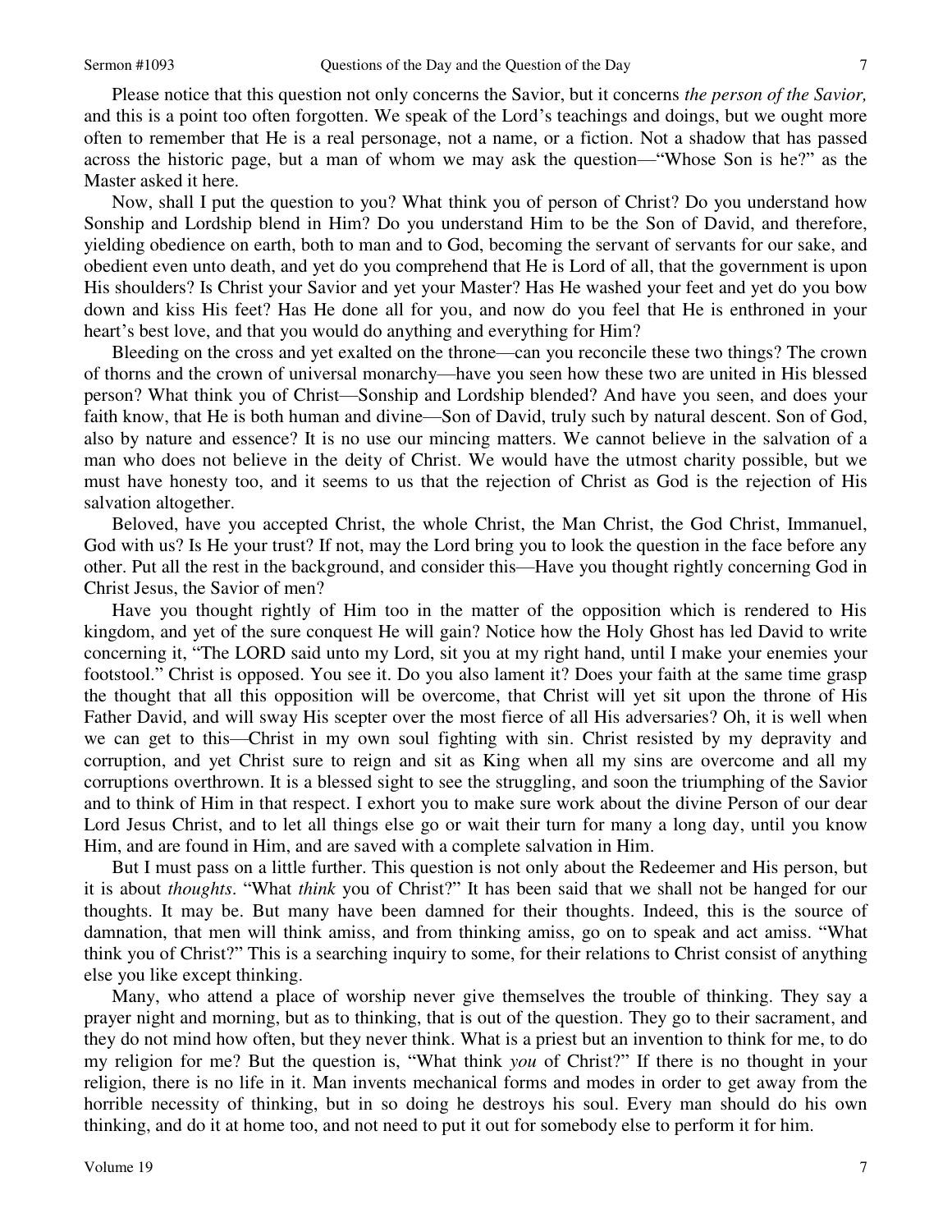Please notice that this question not only concerns the Savior, but it concerns *the person of the Savior,* and this is a point too often forgotten. We speak of the Lord's teachings and doings, but we ought more often to remember that He is a real personage, not a name, or a fiction. Not a shadow that has passed across the historic page, but a man of whom we may ask the question—"Whose Son is he?" as the Master asked it here.

Now, shall I put the question to you? What think you of person of Christ? Do you understand how Sonship and Lordship blend in Him? Do you understand Him to be the Son of David, and therefore, yielding obedience on earth, both to man and to God, becoming the servant of servants for our sake, and obedient even unto death, and yet do you comprehend that He is Lord of all, that the government is upon His shoulders? Is Christ your Savior and yet your Master? Has He washed your feet and yet do you bow down and kiss His feet? Has He done all for you, and now do you feel that He is enthroned in your heart's best love, and that you would do anything and everything for Him?

Bleeding on the cross and yet exalted on the throne—can you reconcile these two things? The crown of thorns and the crown of universal monarchy—have you seen how these two are united in His blessed person? What think you of Christ—Sonship and Lordship blended? And have you seen, and does your faith know, that He is both human and divine—Son of David, truly such by natural descent. Son of God, also by nature and essence? It is no use our mincing matters. We cannot believe in the salvation of a man who does not believe in the deity of Christ. We would have the utmost charity possible, but we must have honesty too, and it seems to us that the rejection of Christ as God is the rejection of His salvation altogether.

Beloved, have you accepted Christ, the whole Christ, the Man Christ, the God Christ, Immanuel, God with us? Is He your trust? If not, may the Lord bring you to look the question in the face before any other. Put all the rest in the background, and consider this—Have you thought rightly concerning God in Christ Jesus, the Savior of men?

Have you thought rightly of Him too in the matter of the opposition which is rendered to His kingdom, and yet of the sure conquest He will gain? Notice how the Holy Ghost has led David to write concerning it, "The LORD said unto my Lord, sit you at my right hand, until I make your enemies your footstool." Christ is opposed. You see it. Do you also lament it? Does your faith at the same time grasp the thought that all this opposition will be overcome, that Christ will yet sit upon the throne of His Father David, and will sway His scepter over the most fierce of all His adversaries? Oh, it is well when we can get to this—Christ in my own soul fighting with sin. Christ resisted by my depravity and corruption, and yet Christ sure to reign and sit as King when all my sins are overcome and all my corruptions overthrown. It is a blessed sight to see the struggling, and soon the triumphing of the Savior and to think of Him in that respect. I exhort you to make sure work about the divine Person of our dear Lord Jesus Christ, and to let all things else go or wait their turn for many a long day, until you know Him, and are found in Him, and are saved with a complete salvation in Him.

But I must pass on a little further. This question is not only about the Redeemer and His person, but it is about *thoughts*. "What *think* you of Christ?" It has been said that we shall not be hanged for our thoughts. It may be. But many have been damned for their thoughts. Indeed, this is the source of damnation, that men will think amiss, and from thinking amiss, go on to speak and act amiss. "What think you of Christ?" This is a searching inquiry to some, for their relations to Christ consist of anything else you like except thinking.

Many, who attend a place of worship never give themselves the trouble of thinking. They say a prayer night and morning, but as to thinking, that is out of the question. They go to their sacrament, and they do not mind how often, but they never think. What is a priest but an invention to think for me, to do my religion for me? But the question is, "What think *you* of Christ?" If there is no thought in your religion, there is no life in it. Man invents mechanical forms and modes in order to get away from the horrible necessity of thinking, but in so doing he destroys his soul. Every man should do his own thinking, and do it at home too, and not need to put it out for somebody else to perform it for him.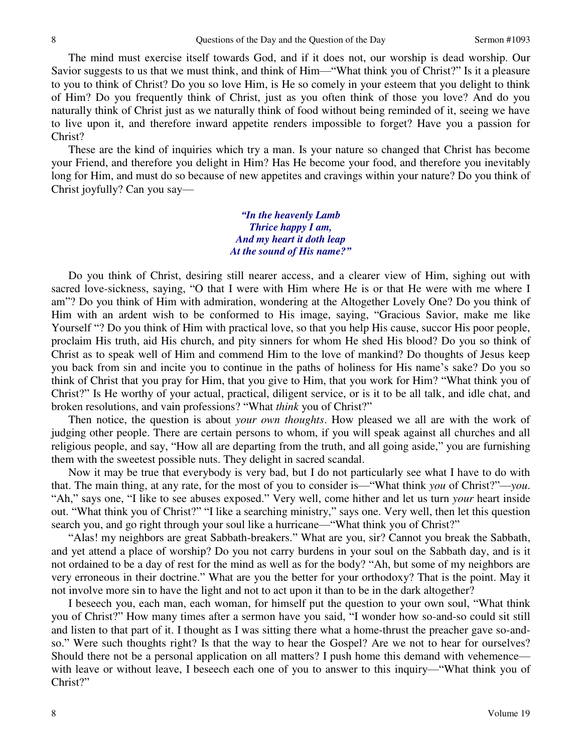The mind must exercise itself towards God, and if it does not, our worship is dead worship. Our Savior suggests to us that we must think, and think of Him—"What think you of Christ?" Is it a pleasure to you to think of Christ? Do you so love Him, is He so comely in your esteem that you delight to think of Him? Do you frequently think of Christ, just as you often think of those you love? And do you naturally think of Christ just as we naturally think of food without being reminded of it, seeing we have to live upon it, and therefore inward appetite renders impossible to forget? Have you a passion for Christ?

These are the kind of inquiries which try a man. Is your nature so changed that Christ has become your Friend, and therefore you delight in Him? Has He become your food, and therefore you inevitably long for Him, and must do so because of new appetites and cravings within your nature? Do you think of Christ joyfully? Can you say—

> ***"In the heavenly Lamb***
> ***Thrice happy I am,***
> ***And my heart it doth leap***
> ***At the sound of His name?"***

Do you think of Christ, desiring still nearer access, and a clearer view of Him, sighing out with sacred love-sickness, saying, "O that I were with Him where He is or that He were with me where I am"? Do you think of Him with admiration, wondering at the Altogether Lovely One? Do you think of Him with an ardent wish to be conformed to His image, saying, "Gracious Savior, make me like Yourself "? Do you think of Him with practical love, so that you help His cause, succor His poor people, proclaim His truth, aid His church, and pity sinners for whom He shed His blood? Do you so think of Christ as to speak well of Him and commend Him to the love of mankind? Do thoughts of Jesus keep you back from sin and incite you to continue in the paths of holiness for His name's sake? Do you so think of Christ that you pray for Him, that you give to Him, that you work for Him? "What think you of Christ?" Is He worthy of your actual, practical, diligent service, or is it to be all talk, and idle chat, and broken resolutions, and vain professions? "What *think* you of Christ?"

Then notice, the question is about *your own thoughts*. How pleased we all are with the work of judging other people. There are certain persons to whom, if you will speak against all churches and all religious people, and say, "How all are departing from the truth, and all going aside," you are furnishing them with the sweetest possible nuts. They delight in sacred scandal.

Now it may be true that everybody is very bad, but I do not particularly see what I have to do with that. The main thing, at any rate, for the most of you to consider is—"What think *you* of Christ?"—*you*. "Ah," says one, "I like to see abuses exposed." Very well, come hither and let us turn *your* heart inside out. "What think you of Christ?" "I like a searching ministry," says one. Very well, then let this question search you, and go right through your soul like a hurricane—"What think you of Christ?"

"Alas! my neighbors are great Sabbath-breakers." What are you, sir? Cannot you break the Sabbath, and yet attend a place of worship? Do you not carry burdens in your soul on the Sabbath day, and is it not ordained to be a day of rest for the mind as well as for the body? "Ah, but some of my neighbors are very erroneous in their doctrine." What are you the better for your orthodoxy? That is the point. May it not involve more sin to have the light and not to act upon it than to be in the dark altogether?

I beseech you, each man, each woman, for himself put the question to your own soul, "What think you of Christ?" How many times after a sermon have you said, "I wonder how so-and-so could sit still and listen to that part of it. I thought as I was sitting there what a home-thrust the preacher gave so-and-so." Were such thoughts right? Is that the way to hear the Gospel? Are we not to hear for ourselves? Should there not be a personal application on all matters? I push home this demand with vehemence—with leave or without leave, I beseech each one of you to answer to this inquiry—"What think you of Christ?"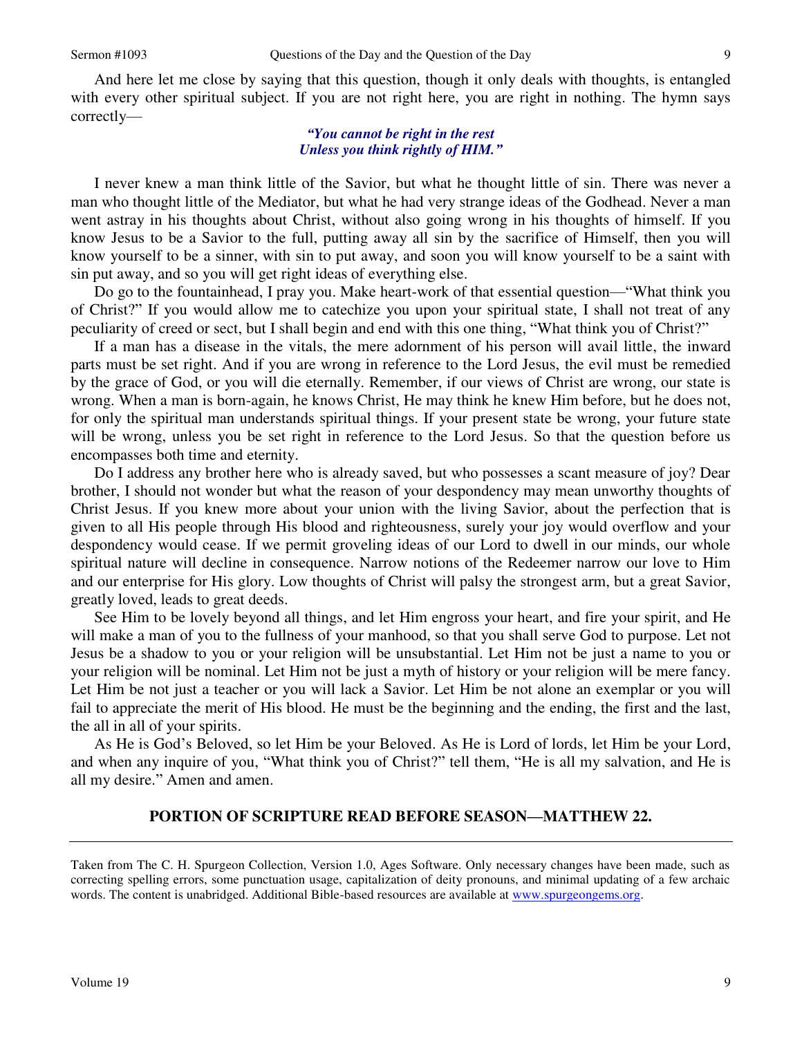And here let me close by saying that this question, though it only deals with thoughts, is entangled with every other spiritual subject. If you are not right here, you are right in nothing. The hymn says correctly—

> ***"You cannot be right in the rest***
> ***Unless you think rightly of HIM."***

I never knew a man think little of the Savior, but what he thought little of sin. There was never a man who thought little of the Mediator, but what he had very strange ideas of the Godhead. Never a man went astray in his thoughts about Christ, without also going wrong in his thoughts of himself. If you know Jesus to be a Savior to the full, putting away all sin by the sacrifice of Himself, then you will know yourself to be a sinner, with sin to put away, and soon you will know yourself to be a saint with sin put away, and so you will get right ideas of everything else.

Do go to the fountainhead, I pray you. Make heart-work of that essential question—"What think you of Christ?" If you would allow me to catechize you upon your spiritual state, I shall not treat of any peculiarity of creed or sect, but I shall begin and end with this one thing, "What think you of Christ?"

If a man has a disease in the vitals, the mere adornment of his person will avail little, the inward parts must be set right. And if you are wrong in reference to the Lord Jesus, the evil must be remedied by the grace of God, or you will die eternally. Remember, if our views of Christ are wrong, our state is wrong. When a man is born-again, he knows Christ, He may think he knew Him before, but he does not, for only the spiritual man understands spiritual things. If your present state be wrong, your future state will be wrong, unless you be set right in reference to the Lord Jesus. So that the question before us encompasses both time and eternity.

Do I address any brother here who is already saved, but who possesses a scant measure of joy? Dear brother, I should not wonder but what the reason of your despondency may mean unworthy thoughts of Christ Jesus. If you knew more about your union with the living Savior, about the perfection that is given to all His people through His blood and righteousness, surely your joy would overflow and your despondency would cease. If we permit groveling ideas of our Lord to dwell in our minds, our whole spiritual nature will decline in consequence. Narrow notions of the Redeemer narrow our love to Him and our enterprise for His glory. Low thoughts of Christ will palsy the strongest arm, but a great Savior, greatly loved, leads to great deeds.

See Him to be lovely beyond all things, and let Him engross your heart, and fire your spirit, and He will make a man of you to the fullness of your manhood, so that you shall serve God to purpose. Let not Jesus be a shadow to you or your religion will be unsubstantial. Let Him not be just a name to you or your religion will be nominal. Let Him not be just a myth of history or your religion will be mere fancy. Let Him be not just a teacher or you will lack a Savior. Let Him be not alone an exemplar or you will fail to appreciate the merit of His blood. He must be the beginning and the ending, the first and the last, the all in all of your spirits.

As He is God's Beloved, so let Him be your Beloved. As He is Lord of lords, let Him be your Lord, and when any inquire of you, "What think you of Christ?" tell them, "He is all my salvation, and He is all my desire." Amen and amen.

## PORTION OF SCRIPTURE READ BEFORE SEASON—MATTHEW 22.

---

Taken from The C. H. Spurgeon Collection, Version 1.0, Ages Software. Only necessary changes have been made, such as correcting spelling errors, some punctuation usage, capitalization of deity pronouns, and minimal updating of a few archaic words. The content is unabridged. Additional Bible-based resources are available at www.spurgeongems.org.